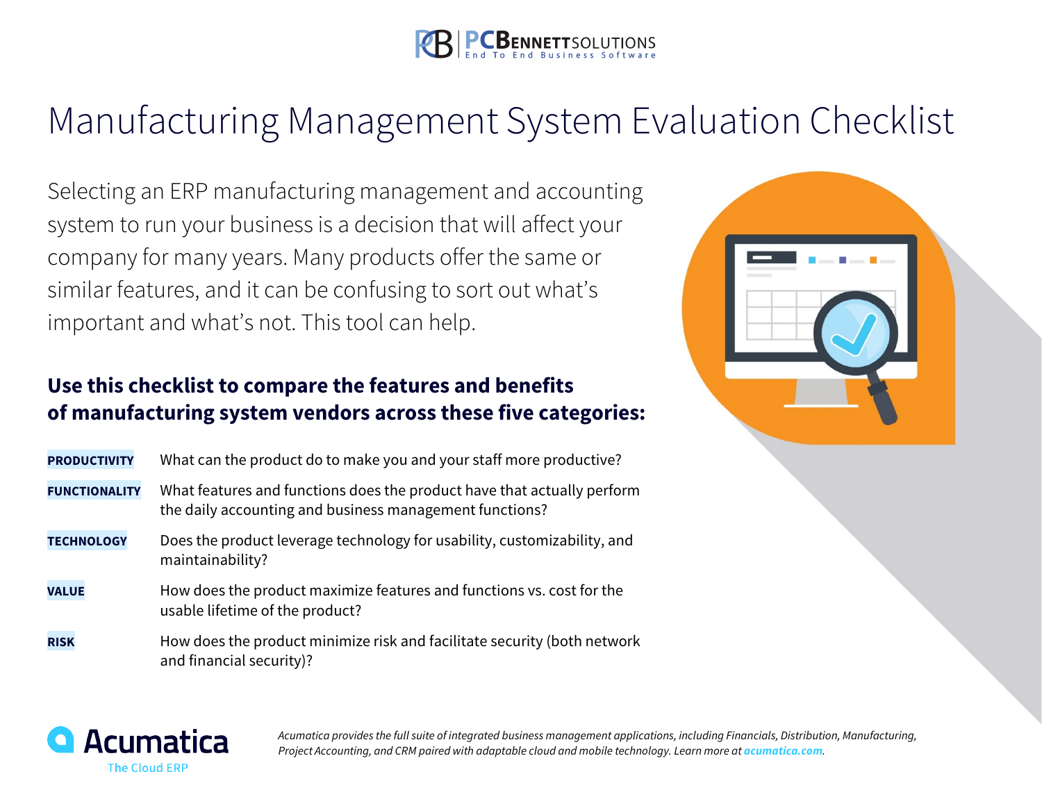# Manufacturing Management System Evaluation Checklist

Selecting an ERP manufacturing management and accounting system to run your business is a decision that will affect your company for many years. Many products offer the same or similar features, and it can be confusing to sort out what's important and what's not. This tool can help.

## Use this checklist to compare the features and benefits of manufacturing system vendors across these five categories:

**PRODUCTIVITY** What can the product do to make you and your staff more productive?

**FUNCTIONALITY** What features and functions does the product have that actually perform the daily accounting and business management functions?

**TECHNOLOGY** Does the product leverage technology for usability, customizability, and maintainability?

**VALUE** How does the product maximize features and functions vs. cost for the usable lifetime of the product?

**RISK** How does the product minimize risk and facilitate security (both network and financial security)?

Acumatica
The Cloud ERP

*Acumatica provides the full suite of integrated business management applications, including Financials, Distribution, Manufacturing, Project Accounting, and CRM paired with adaptable cloud and mobile technology. Learn more at* ***acumatica.com****.*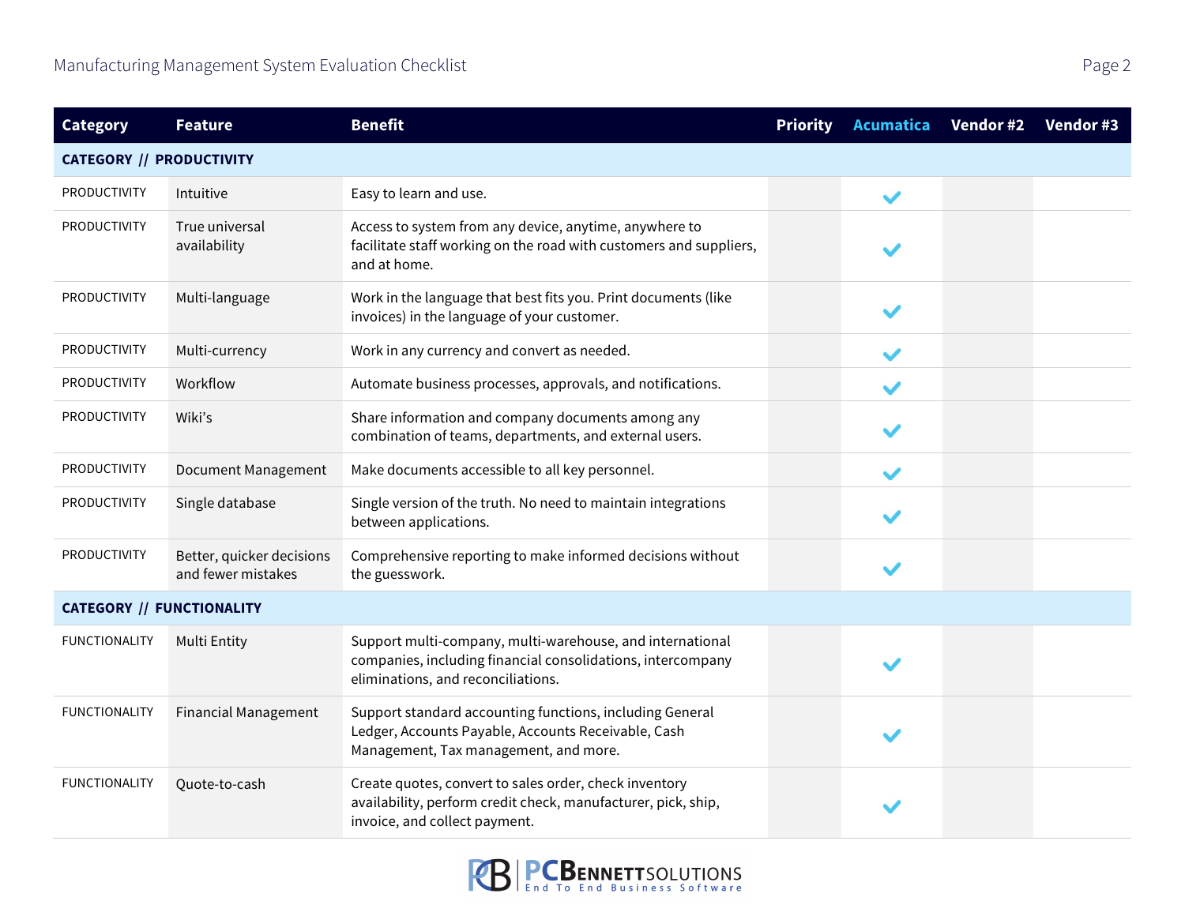| Category | Feature | Benefit | Priority | Acumatica | Vendor #2 | Vendor #3 |
|---|---|---|---|---|---|---|
| **CATEGORY // PRODUCTIVITY** | | | | | | |
| PRODUCTIVITY | Intuitive | Easy to learn and use. | | ✓ | | |
| PRODUCTIVITY | True universal availability | Access to system from any device, anytime, anywhere to facilitate staff working on the road with customers and suppliers, and at home. | | ✓ | | |
| PRODUCTIVITY | Multi-language | Work in the language that best fits you. Print documents (like invoices) in the language of your customer. | | ✓ | | |
| PRODUCTIVITY | Multi-currency | Work in any currency and convert as needed. | | ✓ | | |
| PRODUCTIVITY | Workflow | Automate business processes, approvals, and notifications. | | ✓ | | |
| PRODUCTIVITY | Wiki's | Share information and company documents among any combination of teams, departments, and external users. | | ✓ | | |
| PRODUCTIVITY | Document Management | Make documents accessible to all key personnel. | | ✓ | | |
| PRODUCTIVITY | Single database | Single version of the truth. No need to maintain integrations between applications. | | ✓ | | |
| PRODUCTIVITY | Better, quicker decisions and fewer mistakes | Comprehensive reporting to make informed decisions without the guesswork. | | ✓ | | |
| **CATEGORY // FUNCTIONALITY** | | | | | | |
| FUNCTIONALITY | Multi Entity | Support multi-company, multi-warehouse, and international companies, including financial consolidations, intercompany eliminations, and reconciliations. | | ✓ | | |
| FUNCTIONALITY | Financial Management | Support standard accounting functions, including General Ledger, Accounts Payable, Accounts Receivable, Cash Management, Tax management, and more. | | ✓ | | |
| FUNCTIONALITY | Quote-to-cash | Create quotes, convert to sales order, check inventory availability, perform credit check, manufacturer, pick, ship, invoice, and collect payment. | | ✓ | | |

PCBennettSolutions
End To End Business Software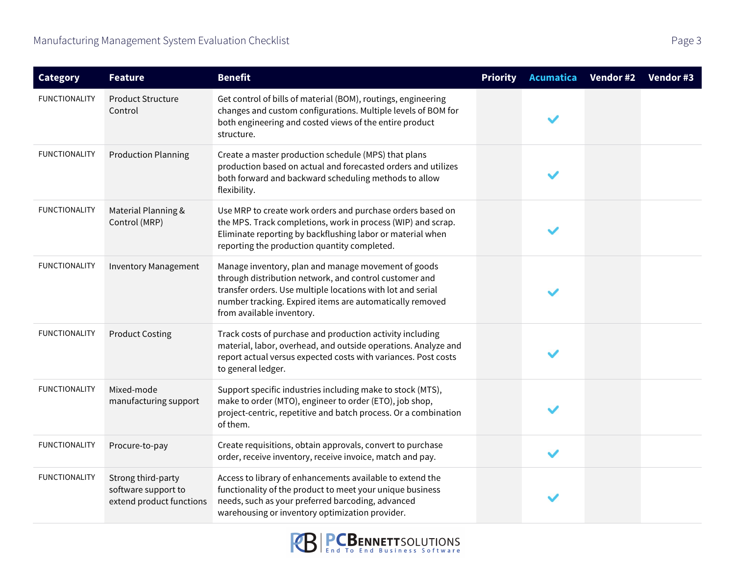| Category | Feature | Benefit | Priority | Acumatica | Vendor #2 | Vendor #3 |
|---|---|---|---|---|---|---|
| FUNCTIONALITY | Product Structure Control | Get control of bills of material (BOM), routings, engineering changes and custom configurations. Multiple levels of BOM for both engineering and costed views of the entire product structure. | | ✓ | | |
| FUNCTIONALITY | Production Planning | Create a master production schedule (MPS) that plans production based on actual and forecasted orders and utilizes both forward and backward scheduling methods to allow flexibility. | | ✓ | | |
| FUNCTIONALITY | Material Planning & Control (MRP) | Use MRP to create work orders and purchase orders based on the MPS. Track completions, work in process (WIP) and scrap. Eliminate reporting by backflushing labor or material when reporting the production quantity completed. | | ✓ | | |
| FUNCTIONALITY | Inventory Management | Manage inventory, plan and manage movement of goods through distribution network, and control customer and transfer orders. Use multiple locations with lot and serial number tracking. Expired items are automatically removed from available inventory. | | ✓ | | |
| FUNCTIONALITY | Product Costing | Track costs of purchase and production activity including material, labor, overhead, and outside operations. Analyze and report actual versus expected costs with variances. Post costs to general ledger. | | ✓ | | |
| FUNCTIONALITY | Mixed-mode manufacturing support | Support specific industries including make to stock (MTS), make to order (MTO), engineer to order (ETO), job shop, project-centric, repetitive and batch process. Or a combination of them. | | ✓ | | |
| FUNCTIONALITY | Procure-to-pay | Create requisitions, obtain approvals, convert to purchase order, receive inventory, receive invoice, match and pay. | | ✓ | | |
| FUNCTIONALITY | Strong third-party software support to extend product functions | Access to library of enhancements available to extend the functionality of the product to meet your unique business needs, such as your preferred barcoding, advanced warehousing or inventory optimization provider. | | ✓ | | |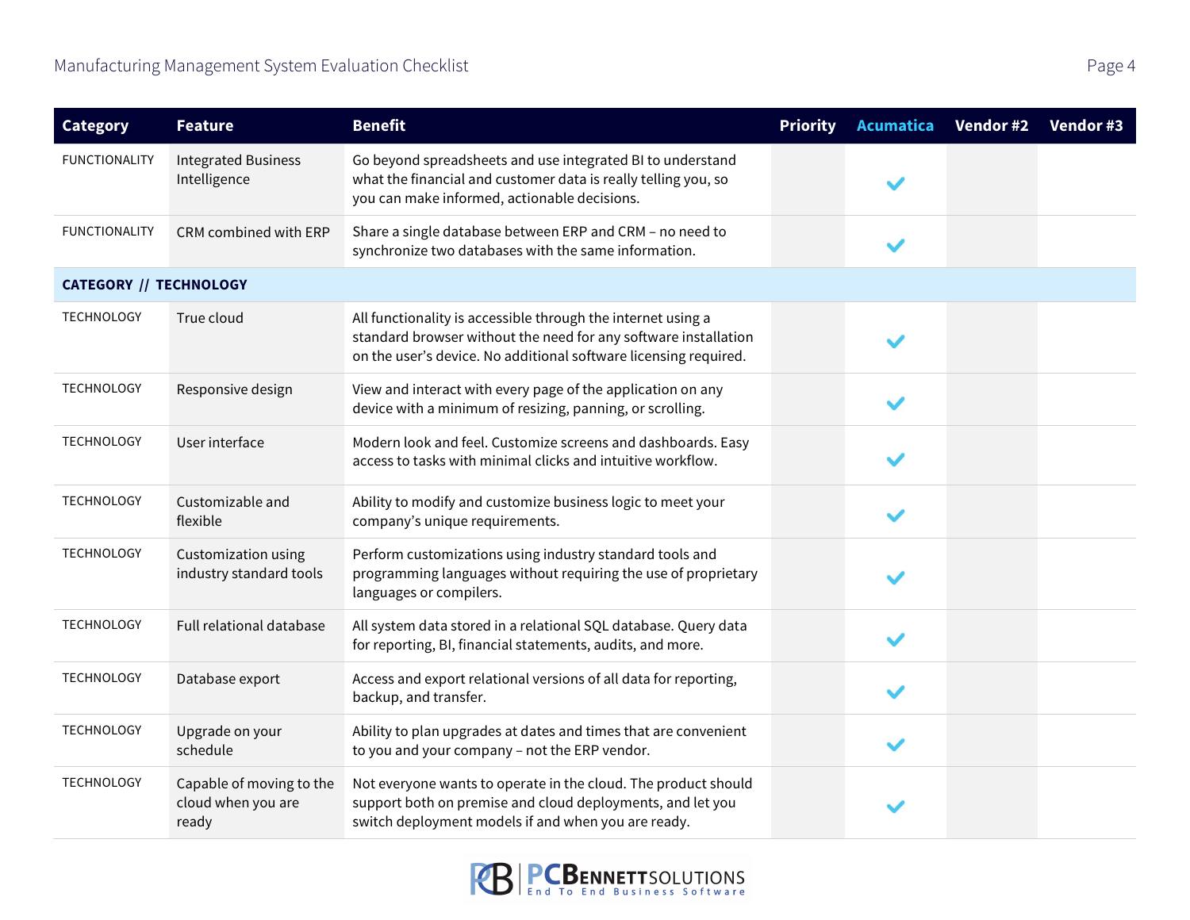| Category | Feature | Benefit | Priority | Acumatica | Vendor #2 | Vendor #3 |
|---|---|---|---|---|---|---|
| FUNCTIONALITY | Integrated Business Intelligence | Go beyond spreadsheets and use integrated BI to understand what the financial and customer data is really telling you, so you can make informed, actionable decisions. | | ✓ | | |
| FUNCTIONALITY | CRM combined with ERP | Share a single database between ERP and CRM – no need to synchronize two databases with the same information. | | ✓ | | |
| **CATEGORY // TECHNOLOGY** | | | | | | |
| TECHNOLOGY | True cloud | All functionality is accessible through the internet using a standard browser without the need for any software installation on the user's device. No additional software licensing required. | | ✓ | | |
| TECHNOLOGY | Responsive design | View and interact with every page of the application on any device with a minimum of resizing, panning, or scrolling. | | ✓ | | |
| TECHNOLOGY | User interface | Modern look and feel. Customize screens and dashboards. Easy access to tasks with minimal clicks and intuitive workflow. | | ✓ | | |
| TECHNOLOGY | Customizable and flexible | Ability to modify and customize business logic to meet your company's unique requirements. | | ✓ | | |
| TECHNOLOGY | Customization using industry standard tools | Perform customizations using industry standard tools and programming languages without requiring the use of proprietary languages or compilers. | | ✓ | | |
| TECHNOLOGY | Full relational database | All system data stored in a relational SQL database. Query data for reporting, BI, financial statements, audits, and more. | | ✓ | | |
| TECHNOLOGY | Database export | Access and export relational versions of all data for reporting, backup, and transfer. | | ✓ | | |
| TECHNOLOGY | Upgrade on your schedule | Ability to plan upgrades at dates and times that are convenient to you and your company – not the ERP vendor. | | ✓ | | |
| TECHNOLOGY | Capable of moving to the cloud when you are ready | Not everyone wants to operate in the cloud. The product should support both on premise and cloud deployments, and let you switch deployment models if and when you are ready. | | ✓ | | |

PCBENNETTSOLUTIONS
End To End Business Software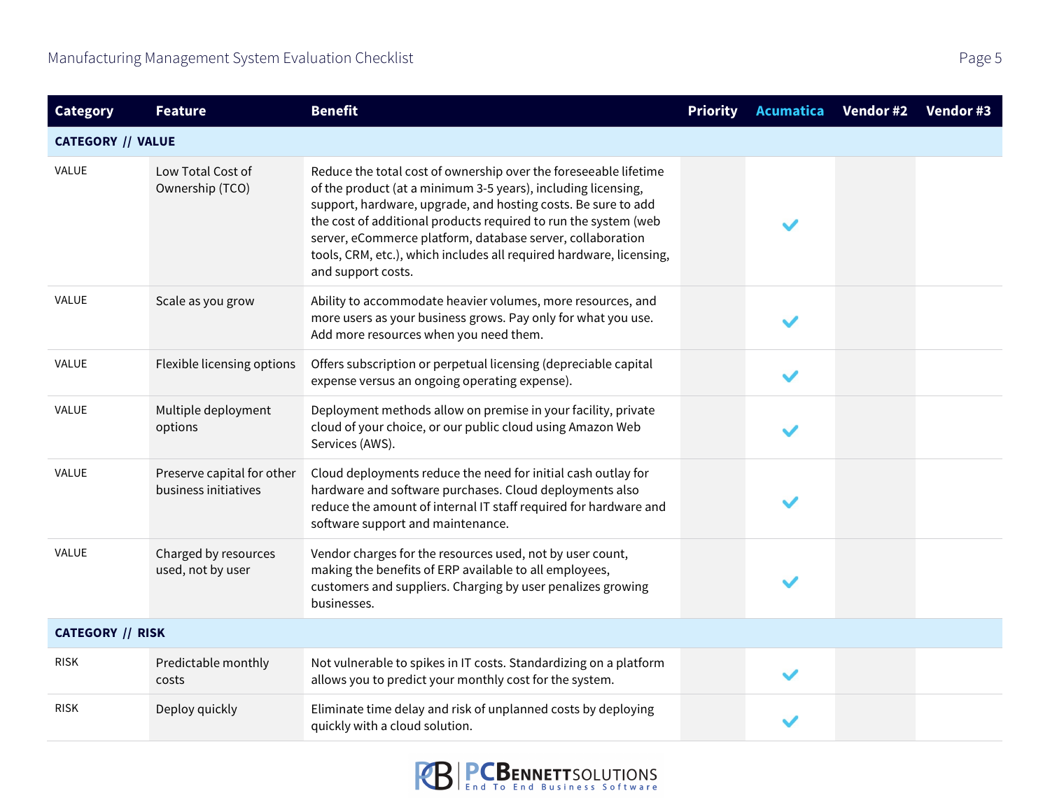| Category | Feature | Benefit | Priority | Acumatica | Vendor #2 | Vendor #3 |
|---|---|---|---|---|---|---|
| **CATEGORY // VALUE** | | | | | | |
| VALUE | Low Total Cost of Ownership (TCO) | Reduce the total cost of ownership over the foreseeable lifetime of the product (at a minimum 3-5 years), including licensing, support, hardware, upgrade, and hosting costs. Be sure to add the cost of additional products required to run the system (web server, eCommerce platform, database server, collaboration tools, CRM, etc.), which includes all required hardware, licensing, and support costs. | | ✔ | | |
| VALUE | Scale as you grow | Ability to accommodate heavier volumes, more resources, and more users as your business grows. Pay only for what you use. Add more resources when you need them. | | ✔ | | |
| VALUE | Flexible licensing options | Offers subscription or perpetual licensing (depreciable capital expense versus an ongoing operating expense). | | ✔ | | |
| VALUE | Multiple deployment options | Deployment methods allow on premise in your facility, private cloud of your choice, or our public cloud using Amazon Web Services (AWS). | | ✔ | | |
| VALUE | Preserve capital for other business initiatives | Cloud deployments reduce the need for initial cash outlay for hardware and software purchases. Cloud deployments also reduce the amount of internal IT staff required for hardware and software support and maintenance. | | ✔ | | |
| VALUE | Charged by resources used, not by user | Vendor charges for the resources used, not by user count, making the benefits of ERP available to all employees, customers and suppliers. Charging by user penalizes growing businesses. | | ✔ | | |
| **CATEGORY // RISK** | | | | | | |
| RISK | Predictable monthly costs | Not vulnerable to spikes in IT costs. Standardizing on a platform allows you to predict your monthly cost for the system. | | ✔ | | |
| RISK | Deploy quickly | Eliminate time delay and unplanned costs by deploying quickly with a cloud solution. | | ✔ | | |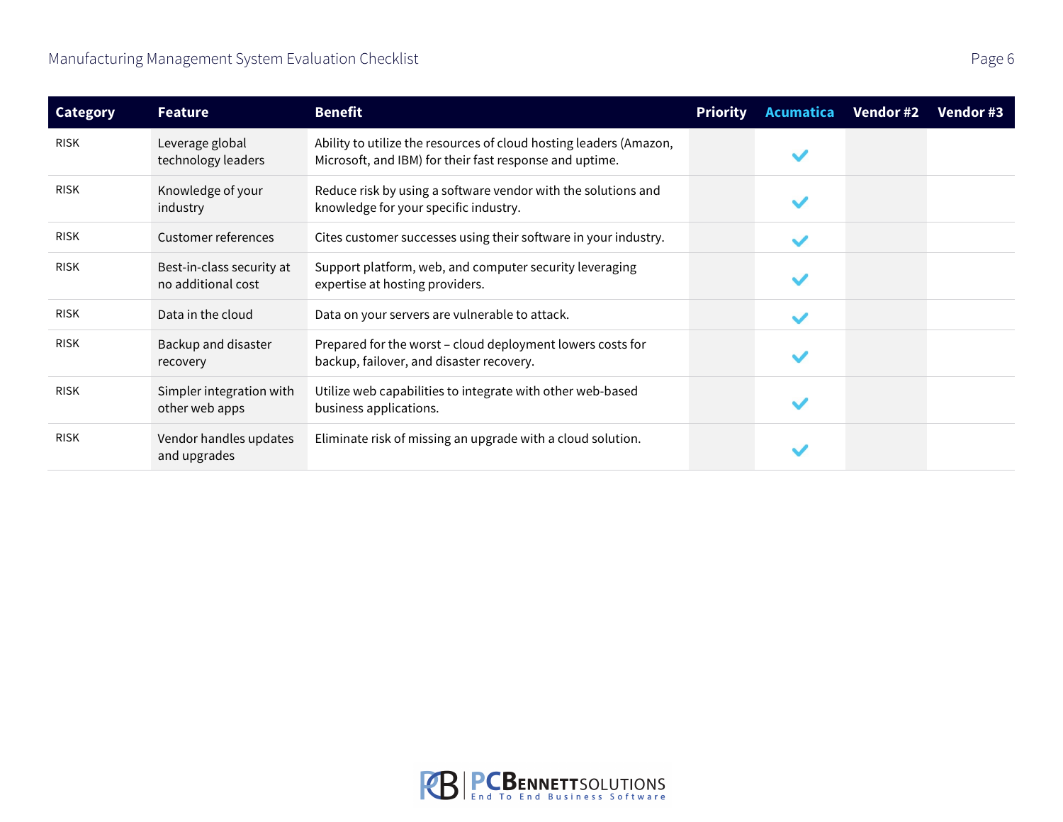| Category | Feature | Benefit | Priority | Acumatica | Vendor #2 | Vendor #3 |
|---|---|---|---|---|---|---|
| RISK | Leverage global technology leaders | Ability to utilize the resources of cloud hosting leaders (Amazon, Microsoft, and IBM) for their fast response and uptime. | | ✓ | | |
| RISK | Knowledge of your industry | Reduce risk by using a software vendor with the solutions and knowledge for your specific industry. | | ✓ | | |
| RISK | Customer references | Cites customer successes using their software in your industry. | | ✓ | | |
| RISK | Best-in-class security at no additional cost | Support platform, web, and computer security leveraging expertise at hosting providers. | | ✓ | | |
| RISK | Data in the cloud | Data on your servers are vulnerable to attack. | | ✓ | | |
| RISK | Backup and disaster recovery | Prepared for the worst – cloud deployment lowers costs for backup, failover, and disaster recovery. | | ✓ | | |
| RISK | Simpler integration with other web apps | Utilize web capabilities to integrate with other web-based business applications. | | ✓ | | |
| RISK | Vendor handles updates and upgrades | Eliminate risk of missing an upgrade with a cloud solution. | | ✓ | | |